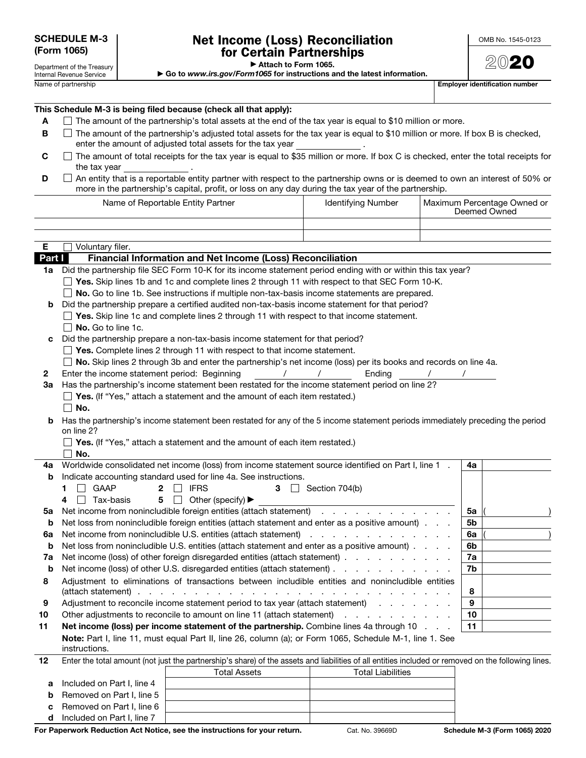**SCHEDULE M-3 (Form 1065)**

Department of the Treasury
Internal Revenue Service

# Net Income (Loss) Reconciliation for Certain Partnerships

▶ Attach to Form 1065.
▶ Go to *www.irs.gov/Form1065* for instructions and the latest information.

OMB No. 1545-0123

2020

Name of partnership | Employer identification number

**This Schedule M-3 is being filed because (check all that apply):**

**A** ☐ The amount of the partnership's total assets at the end of the tax year is equal to $10 million or more.

**B** ☐ The amount of the partnership's adjusted total assets for the tax year is equal to $10 million or more. If box B is checked, enter the amount of adjusted total assets for the tax year ____________ .

**C** ☐ The amount of total receipts for the tax year is equal to $35 million or more. If box C is checked, enter the total receipts for the tax year ____________ .

**D** ☐ An entity that is a reportable entity partner with respect to the partnership owns or is deemed to own an interest of 50% or more in the partnership's capital, profit, or loss on any day during the tax year of the partnership.

| Name of Reportable Entity Partner | Identifying Number | Maximum Percentage Owned or Deemed Owned |
|---|---|---|
| | | |
| | | |

**E** ☐ Voluntary filer.

## Part I Financial Information and Net Income (Loss) Reconciliation

**1a** Did the partnership file SEC Form 10-K for its income statement period ending with or within this tax year?
☐ **Yes.** Skip lines 1b and 1c and complete lines 2 through 11 with respect to that SEC Form 10-K.
☐ **No.** Go to line 1b. See instructions if multiple non-tax-basis income statements are prepared.

**b** Did the partnership prepare a certified audited non-tax-basis income statement for that period?
☐ **Yes.** Skip line 1c and complete lines 2 through 11 with respect to that income statement.
☐ **No.** Go to line 1c.

**c** Did the partnership prepare a non-tax-basis income statement for that period?
☐ **Yes.** Complete lines 2 through 11 with respect to that income statement.
☐ **No.** Skip lines 2 through 3b and enter the partnership's net income (loss) per its books and records on line 4a.

**2** Enter the income statement period: Beginning ____ / ____ / ____ Ending ____ / ____ / ____

**3a** Has the partnership's income statement been restated for the income statement period on line 2?
☐ **Yes.** (If "Yes," attach a statement and the amount of each item restated.)
☐ **No.**

**b** Has the partnership's income statement been restated for any of the 5 income statement periods immediately preceding the period on line 2?
☐ **Yes.** (If "Yes," attach a statement and the amount of each item restated.)
☐ **No.**

| Line | Description | Line | Amount |
|---|---|---|---|
| **4a** | Worldwide consolidated net income (loss) from income statement source identified on Part I, line 1 | **4a** | |
| **b** | Indicate accounting standard used for line 4a. See instructions. **1** ☐ GAAP **2** ☐ IFRS **3** ☐ Section 704(b) **4** ☐ Tax-basis **5** ☐ Other (specify) ▶ | | |
| **5a** | Net income from nonincludible foreign entities (attach statement) | **5a** | ( ) |
| **b** | Net loss from nonincludible foreign entities (attach statement and enter as a positive amount) | **5b** | |
| **6a** | Net income from nonincludible U.S. entities (attach statement) | **6a** | ( ) |
| **b** | Net loss from nonincludible U.S. entities (attach statement and enter as a positive amount) | **6b** | |
| **7a** | Net income (loss) of other foreign disregarded entities (attach statement) | **7a** | |
| **b** | Net income (loss) of other U.S. disregarded entities (attach statement) | **7b** | |
| **8** | Adjustment to eliminations of transactions between includible entities and nonincludible entities (attach statement) | **8** | |
| **9** | Adjustment to reconcile income statement period to tax year (attach statement) | **9** | |
| **10** | Other adjustments to reconcile to amount on line 11 (attach statement) | **10** | |
| **11** | **Net income (loss) per income statement of the partnership.** Combine lines 4a through 10 | **11** | |

**Note:** Part I, line 11, must equal Part II, line 26, column (a); or Form 1065, Schedule M-1, line 1. See instructions.

**12** Enter the total amount (not just the partnership's share) of the assets and liabilities of all entities included or removed on the following lines.

| | | Total Assets | Total Liabilities |
|---|---|---|---|
| **a** | Included on Part I, line 4 | | |
| **b** | Removed on Part I, line 5 | | |
| **c** | Removed on Part I, line 6 | | |
| **d** | Included on Part I, line 7 | | |

**For Paperwork Reduction Act Notice, see the instructions for your return.** Cat. No. 39669D **Schedule M-3 (Form 1065) 2020**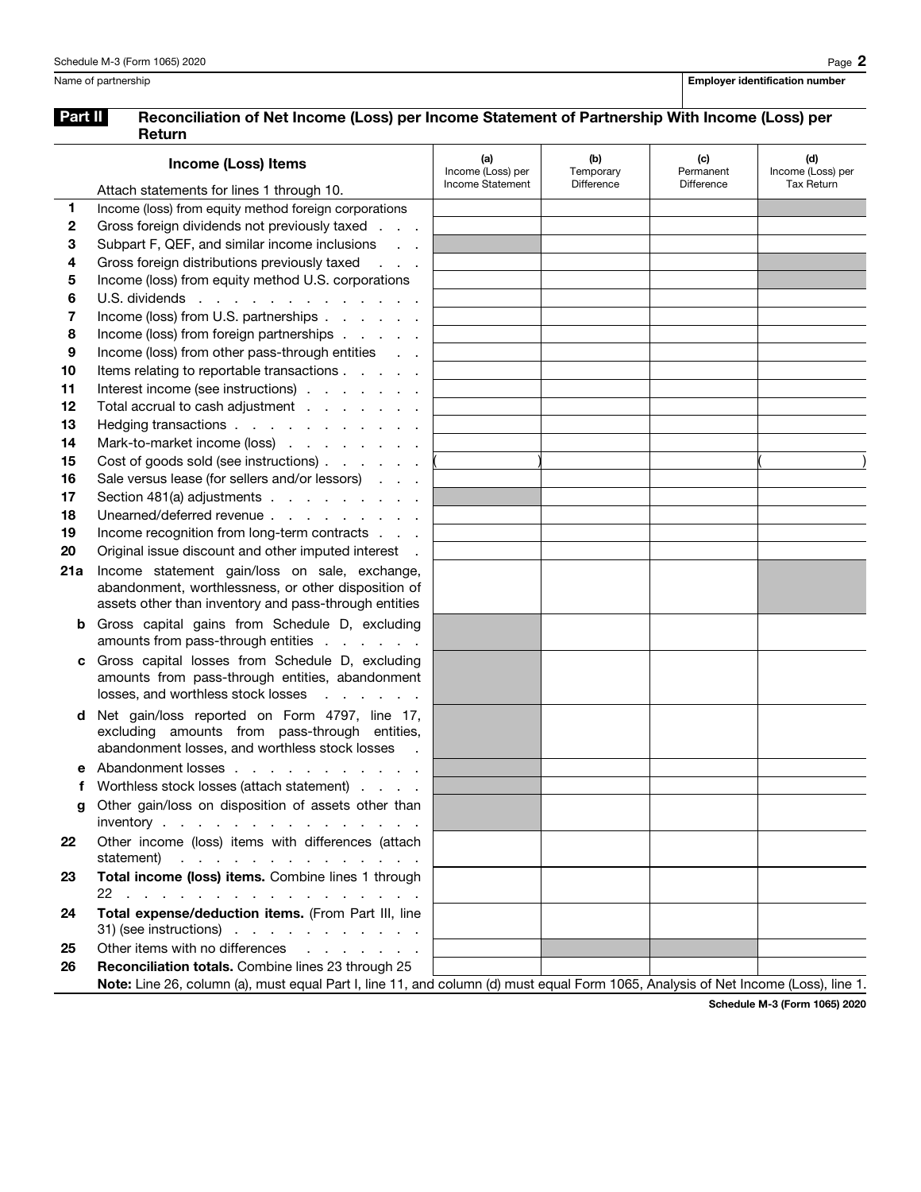Name of partnership | Employer identification number

## Part II Reconciliation of Net Income (Loss) per Income Statement of Partnership With Income (Loss) per Return

| | Income (Loss) Items<br>Attach statements for lines 1 through 10. | (a)<br>Income (Loss) per Income Statement | (b)<br>Temporary Difference | (c)<br>Permanent Difference | (d)<br>Income (Loss) per Tax Return |
|---|---|---|---|---|---|
| 1 | Income (loss) from equity method foreign corporations | | | | |
| 2 | Gross foreign dividends not previously taxed | | | | |
| 3 | Subpart F, QEF, and similar income inclusions | | | | |
| 4 | Gross foreign distributions previously taxed | | | | |
| 5 | Income (loss) from equity method U.S. corporations | | | | |
| 6 | U.S. dividends | | | | |
| 7 | Income (loss) from U.S. partnerships | | | | |
| 8 | Income (loss) from foreign partnerships | | | | |
| 9 | Income (loss) from other pass-through entities | | | | |
| 10 | Items relating to reportable transactions | | | | |
| 11 | Interest income (see instructions) | | | | |
| 12 | Total accrual to cash adjustment | | | | |
| 13 | Hedging transactions | | | | |
| 14 | Mark-to-market income (loss) | | | | |
| 15 | Cost of goods sold (see instructions) | ( ) | | | ( ) |
| 16 | Sale versus lease (for sellers and/or lessors) | | | | |
| 17 | Section 481(a) adjustments | | | | |
| 18 | Unearned/deferred revenue | | | | |
| 19 | Income recognition from long-term contracts | | | | |
| 20 | Original issue discount and other imputed interest | | | | |
| 21a | Income statement gain/loss on sale, exchange, abandonment, worthlessness, or other disposition of assets other than inventory and pass-through entities | | | | |
| b | Gross capital gains from Schedule D, excluding amounts from pass-through entities | | | | |
| c | Gross capital losses from Schedule D, excluding amounts from pass-through entities, abandonment losses, and worthless stock losses | | | | |
| d | Net gain/loss reported on Form 4797, line 17, excluding amounts from pass-through entities, abandonment losses, and worthless stock losses | | | | |
| e | Abandonment losses | | | | |
| f | Worthless stock losses (attach statement) | | | | |
| g | Other gain/loss on disposition of assets other than inventory | | | | |
| 22 | Other income (loss) items with differences (attach statement) | | | | |
| 23 | **Total income (loss) items.** Combine lines 1 through 22 | | | | |
| 24 | **Total expense/deduction items.** (From Part III, line 31) (see instructions) | | | | |
| 25 | Other items with no differences | | | | |
| 26 | **Reconciliation totals.** Combine lines 23 through 25 | | | | |

**Note:** Line 26, column (a), must equal Part I, line 11, and column (d) must equal Form 1065, Analysis of Net Income (Loss), line 1.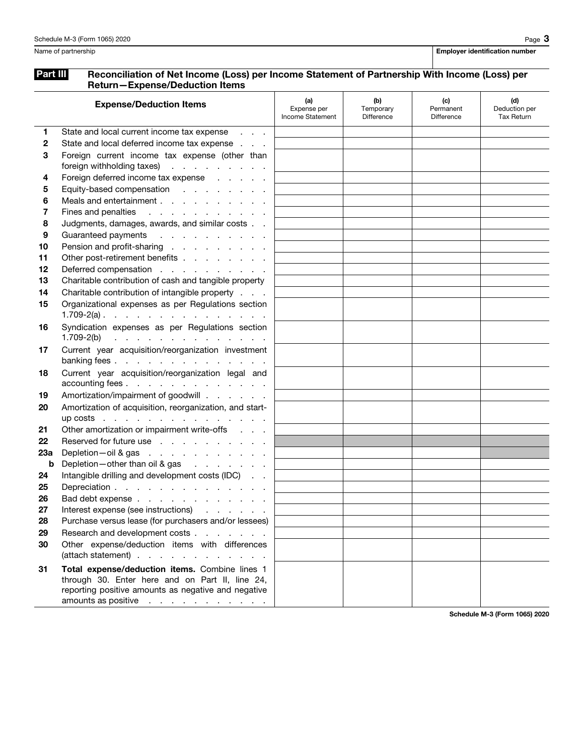Name of partnership

**Employer identification number**

## Part III Reconciliation of Net Income (Loss) per Income Statement of Partnership With Income (Loss) per Return—Expense/Deduction Items

| | Expense/Deduction Items | (a) Expense per Income Statement | (b) Temporary Difference | (c) Permanent Difference | (d) Deduction per Tax Return |
|---|---|---|---|---|---|
| 1 | State and local current income tax expense | | | | |
| 2 | State and local deferred income tax expense | | | | |
| 3 | Foreign current income tax expense (other than foreign withholding taxes) | | | | |
| 4 | Foreign deferred income tax expense | | | | |
| 5 | Equity-based compensation | | | | |
| 6 | Meals and entertainment | | | | |
| 7 | Fines and penalties | | | | |
| 8 | Judgments, damages, awards, and similar costs | | | | |
| 9 | Guaranteed payments | | | | |
| 10 | Pension and profit-sharing | | | | |
| 11 | Other post-retirement benefits | | | | |
| 12 | Deferred compensation | | | | |
| 13 | Charitable contribution of cash and tangible property | | | | |
| 14 | Charitable contribution of intangible property | | | | |
| 15 | Organizational expenses as per Regulations section 1.709-2(a) | | | | |
| 16 | Syndication expenses as per Regulations section 1.709-2(b) | | | | |
| 17 | Current year acquisition/reorganization investment banking fees | | | | |
| 18 | Current year acquisition/reorganization legal and accounting fees | | | | |
| 19 | Amortization/impairment of goodwill | | | | |
| 20 | Amortization of acquisition, reorganization, and start-up costs | | | | |
| 21 | Other amortization or impairment write-offs | | | | |
| 22 | Reserved for future use | | | | |
| 23a | Depletion—oil & gas | | | | |
| b | Depletion—other than oil & gas | | | | |
| 24 | Intangible drilling and development costs (IDC) | | | | |
| 25 | Depreciation | | | | |
| 26 | Bad debt expense | | | | |
| 27 | Interest expense (see instructions) | | | | |
| 28 | Purchase versus lease (for purchasers and/or lessees) | | | | |
| 29 | Research and development costs | | | | |
| 30 | Other expense/deduction items with differences (attach statement) | | | | |
| 31 | **Total expense/deduction items.** Combine lines 1 through 30. Enter here and on Part II, line 24, reporting positive amounts as negative and negative amounts as positive | | | | |

**Schedule M-3 (Form 1065) 2020**